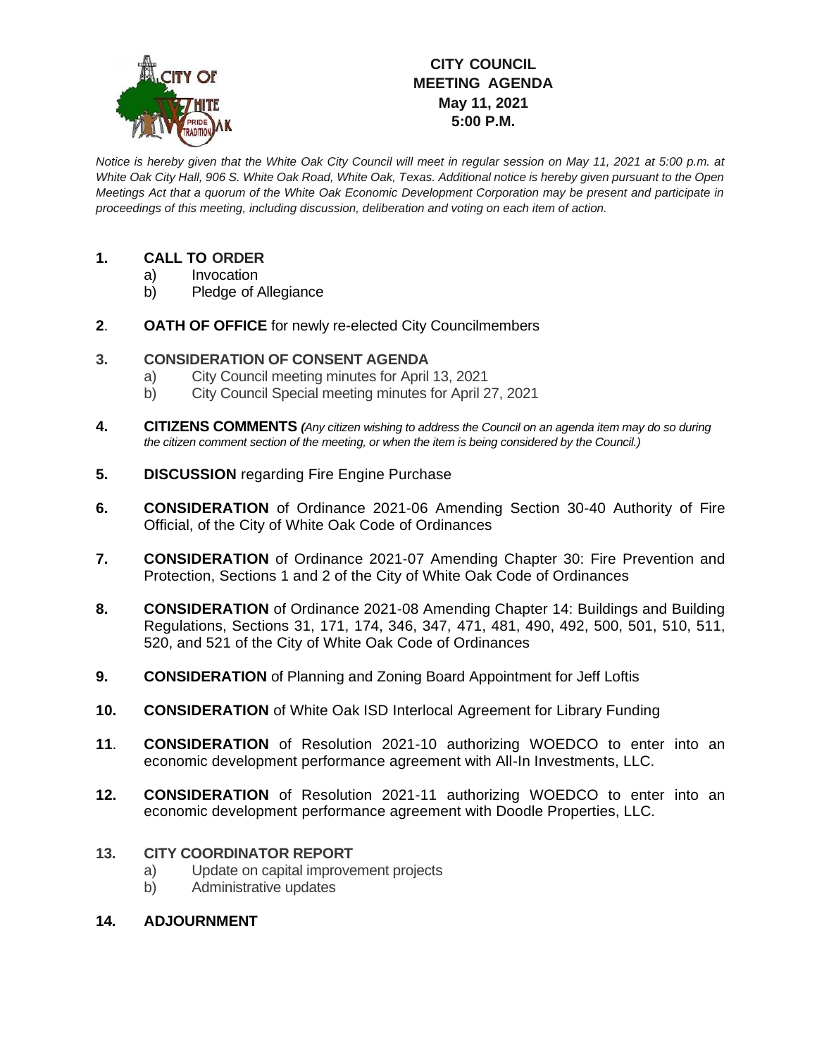# CITY COUNCIL MEETING AGENDA

**May 11, 2021**
**5:00 P.M.**

*Notice is hereby given that the White Oak City Council will meet in regular session on May 11, 2021 at 5:00 p.m. at White Oak City Hall, 906 S. White Oak Road, White Oak, Texas. Additional notice is hereby given pursuant to the Open Meetings Act that a quorum of the White Oak Economic Development Corporation may be present and participate in proceedings of this meeting, including discussion, deliberation and voting on each item of action.*

**1. CALL TO ORDER**
   a) Invocation
   b) Pledge of Allegiance

**2. OATH OF OFFICE** for newly re-elected City Councilmembers

**3. CONSIDERATION OF CONSENT AGENDA**
   a) City Council meeting minutes for April 13, 2021
   b) City Council Special meeting minutes for April 27, 2021

**4. CITIZENS COMMENTS** *(Any citizen wishing to address the Council on an agenda item may do so during the citizen comment section of the meeting, or when the item is being considered by the Council.)*

**5. DISCUSSION** regarding Fire Engine Purchase

**6. CONSIDERATION** of Ordinance 2021-06 Amending Section 30-40 Authority of Fire Official, of the City of White Oak Code of Ordinances

**7. CONSIDERATION** of Ordinance 2021-07 Amending Chapter 30: Fire Prevention and Protection, Sections 1 and 2 of the City of White Oak Code of Ordinances

**8. CONSIDERATION** of Ordinance 2021-08 Amending Chapter 14: Buildings and Building Regulations, Sections 31, 171, 174, 346, 347, 471, 481, 490, 492, 500, 501, 510, 511, 520, and 521 of the City of White Oak Code of Ordinances

**9. CONSIDERATION** of Planning and Zoning Board Appointment for Jeff Loftis

**10. CONSIDERATION** of White Oak ISD Interlocal Agreement for Library Funding

**11. CONSIDERATION** of Resolution 2021-10 authorizing WOEDCO to enter into an economic development performance agreement with All-In Investments, LLC.

**12. CONSIDERATION** of Resolution 2021-11 authorizing WOEDCO to enter into an economic development performance agreement with Doodle Properties, LLC.

**13. CITY COORDINATOR REPORT**
   a) Update on capital improvement projects
   b) Administrative updates

**14. ADJOURNMENT**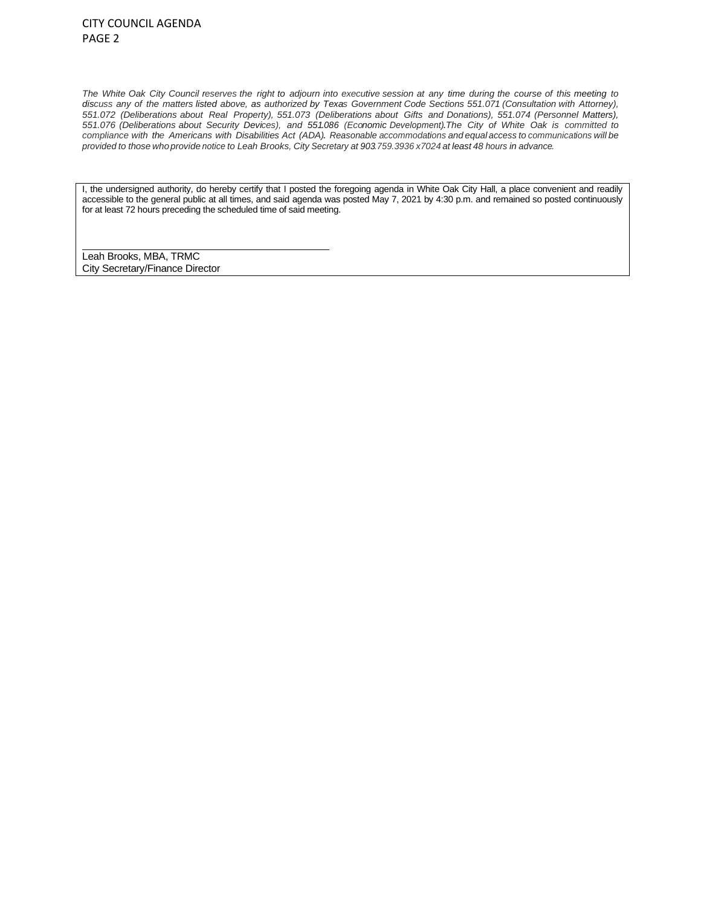*The White Oak City Council reserves the right to adjourn into executive session at any time during the course of this meeting to discuss any of the matters listed above, as authorized by Texas Government Code Sections 551.071 (Consultation with Attorney), 551.072 (Deliberations about Real Property), 551.073 (Deliberations about Gifts and Donations), 551.074 (Personnel Matters), 551.076 (Deliberations about Security Devices), and 551.086 (Economic Development).The City of White Oak is committed to compliance with the Americans with Disabilities Act (ADA). Reasonable accommodations and equal access to communications will be provided to those who provide notice to Leah Brooks, City Secretary at 903.759.3936 x7024 at least 48 hours in advance.*

I, the undersigned authority, do hereby certify that I posted the foregoing agenda in White Oak City Hall, a place convenient and readily accessible to the general public at all times, and said agenda was posted May 7, 2021 by 4:30 p.m. and remained so posted continuously for at least 72 hours preceding the scheduled time of said meeting.

\_\_\_\_\_\_\_\_\_\_\_\_\_\_\_\_\_\_\_\_\_\_\_\_\_\_\_\_\_\_\_\_\_\_\_\_\_\_\_\_

Leah Brooks, MBA, TRMC
City Secretary/Finance Director